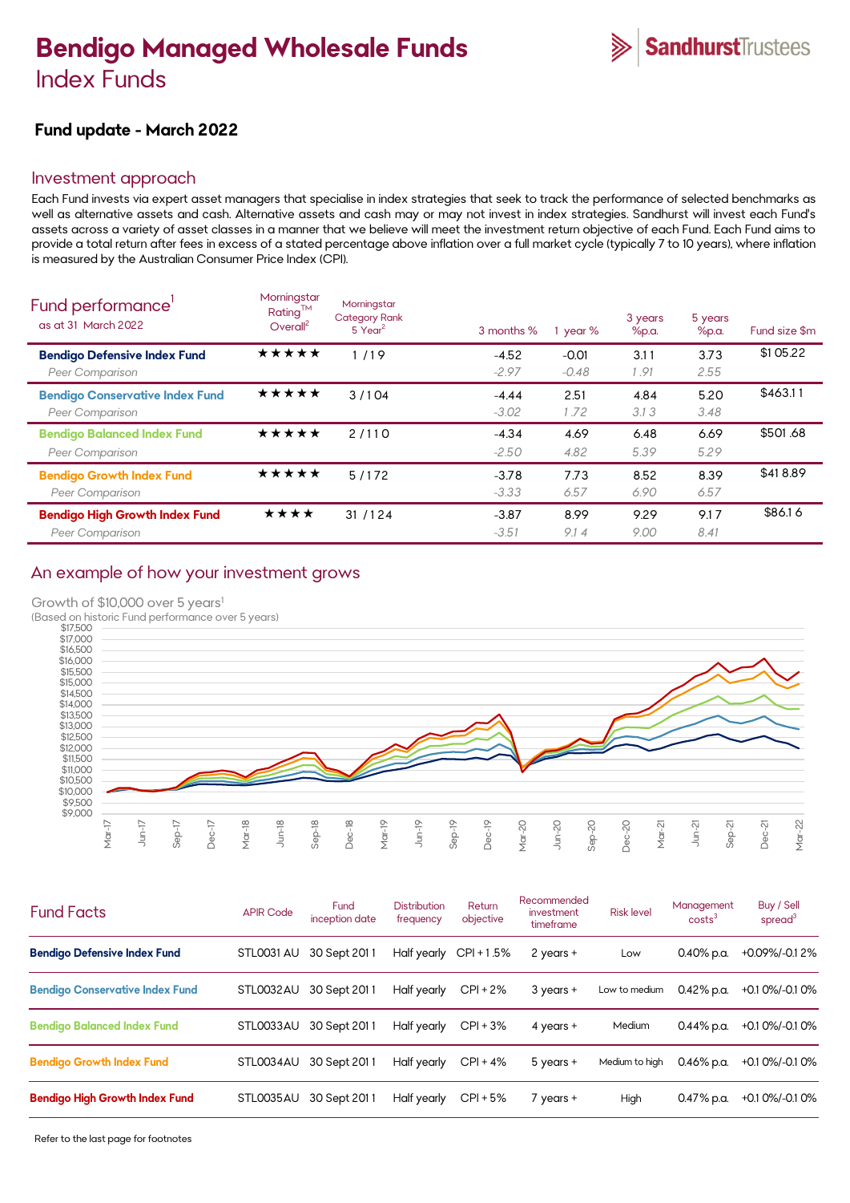# Bendigo Managed Wholesale Funds

## Index Funds

SandhurstTrustees

### Fund update - March 2022

## Investment approach

Each Fund invests via expert asset managers that specialise in index strategies that seek to track the performance of selected benchmarks as well as alternative assets and cash. Alternative assets and cash may or may not invest in index strategies. Sandhurst will invest each Fund's assets across a variety of asset classes in a manner that we believe will meet the investment return objective of each Fund. Each Fund aims to provide a total return after fees in excess of a stated percentage above inflation over a full market cycle (typically 7 to 10 years), where inflation is measured by the Australian Consumer Price Index (CPI).

## Fund performance[1]

as at 31 March 2022

| | Morningstar Rating™ Overall[2] | Morningstar Category Rank 5 Year[2] | 3 months % | 1 year % | 3 years %p.a. | 5 years %p.a. | Fund size $m |
|---|---|---|---|---|---|---|---|
| **Bendigo Defensive Index Fund** | ★★★★★ | 1 / 19 | -4.52 | -0.01 | 3.11 | 3.73 | $105.22 |
| *Peer Comparison* | | | *-2.97* | *-0.48* | *1.91* | *2.55* | |
| **Bendigo Conservative Index Fund** | ★★★★★ | 3 / 104 | -4.44 | 2.51 | 4.84 | 5.20 | $463.11 |
| *Peer Comparison* | | | *-3.02* | *1.72* | *3.13* | *3.48* | |
| **Bendigo Balanced Index Fund** | ★★★★★ | 2 / 110 | -4.34 | 4.69 | 6.48 | 6.69 | $501.68 |
| *Peer Comparison* | | | *-2.50* | *4.82* | *5.39* | *5.29* | |
| **Bendigo Growth Index Fund** | ★★★★★ | 5 / 172 | -3.78 | 7.73 | 8.52 | 8.39 | $418.89 |
| *Peer Comparison* | | | *-3.33* | *6.57* | *6.90* | *6.57* | |
| **Bendigo High Growth Index Fund** | ★★★★ | 31 / 124 | -3.87 | 8.99 | 9.29 | 9.17 | $86.16 |
| *Peer Comparison* | | | *-3.51* | *9.14* | *9.00* | *8.41* | |

## An example of how your investment grows

Growth of $10,000 over 5 years[1]

(Based on historic Fund performance over 5 years)

## Fund Facts

| | APIR Code | Fund inception date | Distribution frequency | Return objective | Recommended investment timeframe | Risk level | Management costs[3] | Buy / Sell spread[3] |
|---|---|---|---|---|---|---|---|---|
| **Bendigo Defensive Index Fund** | STL0031AU | 30 Sept 2011 | Half yearly | CPI + 1.5% | 2 years + | Low | 0.40% p.a. | +0.09%/-0.12% |
| **Bendigo Conservative Index Fund** | STL0032AU | 30 Sept 2011 | Half yearly | CPI + 2% | 3 years + | Low to medium | 0.42% p.a. | +0.10%/-0.10% |
| **Bendigo Balanced Index Fund** | STL0033AU | 30 Sept 2011 | Half yearly | CPI + 3% | 4 years + | Medium | 0.44% p.a. | +0.10%/-0.10% |
| **Bendigo Growth Index Fund** | STL0034AU | 30 Sept 2011 | Half yearly | CPI + 4% | 5 years + | Medium to high | 0.46% p.a. | +0.10%/-0.10% |
| **Bendigo High Growth Index Fund** | STL0035AU | 30 Sept 2011 | Half yearly | CPI + 5% | 7 years + | High | 0.47% p.a. | +0.10%/-0.10% |

Refer to the last page for footnotes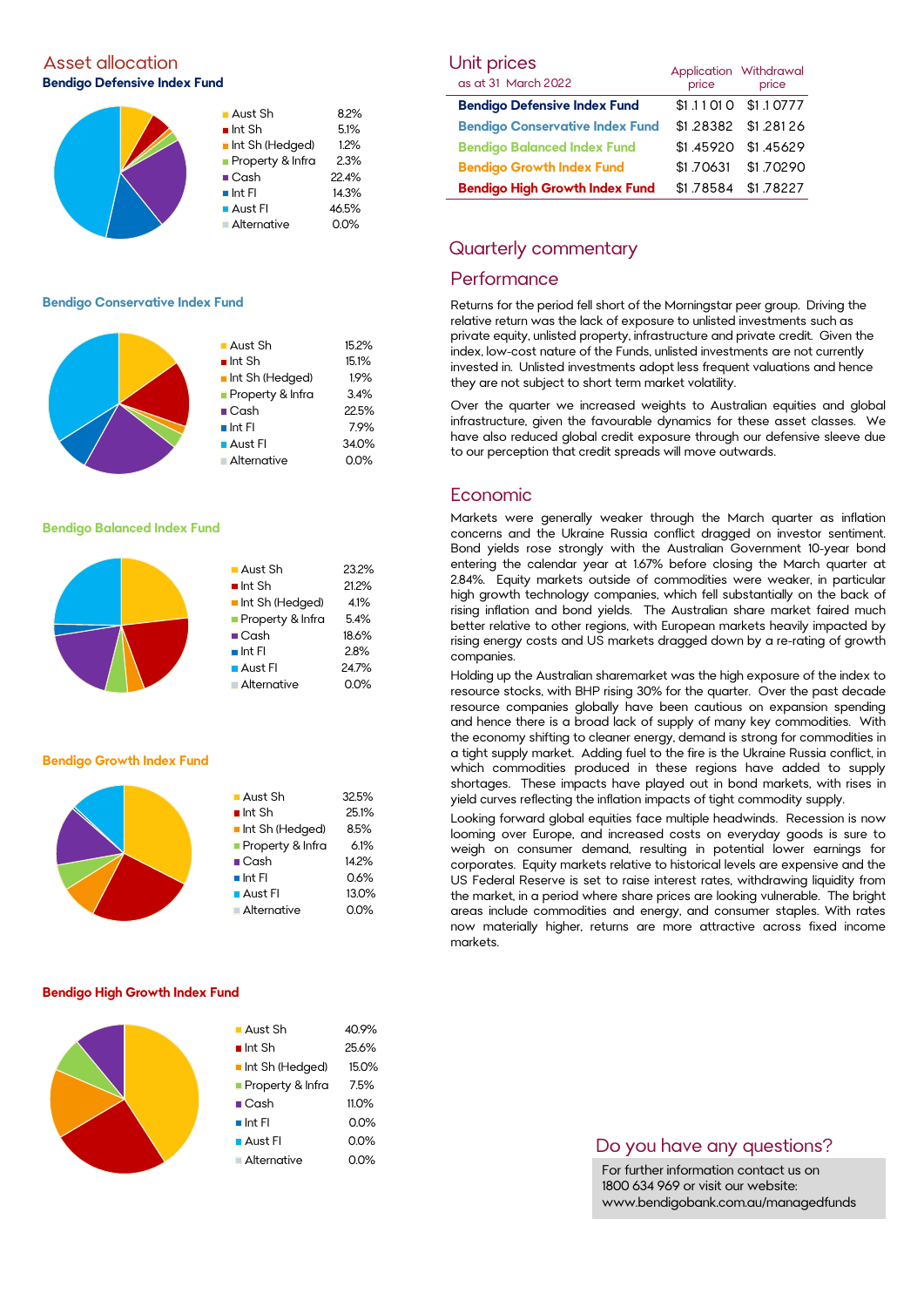## Asset allocation

### Bendigo Defensive Index Fund

| Asset | Allocation |
|---|---|
| Aust Sh | 8.2% |
| Int Sh | 5.1% |
| Int Sh (Hedged) | 1.2% |
| Property & Infra | 2.3% |
| Cash | 22.4% |
| Int FI | 14.3% |
| Aust FI | 46.5% |
| Alternative | 0.0% |

### Bendigo Conservative Index Fund

| Asset | Allocation |
|---|---|
| Aust Sh | 15.2% |
| Int Sh | 15.1% |
| Int Sh (Hedged) | 1.9% |
| Property & Infra | 3.4% |
| Cash | 22.5% |
| Int FI | 7.9% |
| Aust FI | 34.0% |
| Alternative | 0.0% |

### Bendigo Balanced Index Fund

| Asset | Allocation |
|---|---|
| Aust Sh | 23.2% |
| Int Sh | 21.2% |
| Int Sh (Hedged) | 4.1% |
| Property & Infra | 5.4% |
| Cash | 18.6% |
| Int FI | 2.8% |
| Aust FI | 24.7% |
| Alternative | 0.0% |

### Bendigo Growth Index Fund

| Asset | Allocation |
|---|---|
| Aust Sh | 32.5% |
| Int Sh | 25.1% |
| Int Sh (Hedged) | 8.5% |
| Property & Infra | 6.1% |
| Cash | 14.2% |
| Int FI | 0.6% |
| Aust FI | 13.0% |
| Alternative | 0.0% |

### Bendigo High Growth Index Fund

| Asset | Allocation |
|---|---|
| Aust Sh | 40.9% |
| Int Sh | 25.6% |
| Int Sh (Hedged) | 15.0% |
| Property & Infra | 7.5% |
| Cash | 11.0% |
| Int FI | 0.0% |
| Aust FI | 0.0% |
| Alternative | 0.0% |

## Unit prices

as at 31 March 2022

| | Application price | Withdrawal price |
|---|---|---|
| **Bendigo Defensive Index Fund** | $1.11010 | $1.10777 |
| **Bendigo Conservative Index Fund** | $1.28382 | $1.28126 |
| **Bendigo Balanced Index Fund** | $1.45920 | $1.45629 |
| **Bendigo Growth Index Fund** | $1.70631 | $1.70290 |
| **Bendigo High Growth Index Fund** | $1.78584 | $1.78227 |

## Quarterly commentary

### Performance

Returns for the period fell short of the Morningstar peer group. Driving the relative return was the lack of exposure to unlisted investments such as private equity, unlisted property, infrastructure and private credit. Given the index, low-cost nature of the Funds, unlisted investments are not currently invested in. Unlisted investments adopt less frequent valuations and hence they are not subject to short term market volatility.

Over the quarter we increased weights to Australian equities and global infrastructure, given the favourable dynamics for these asset classes. We have also reduced global credit exposure through our defensive sleeve due to our perception that credit spreads will move outwards.

### Economic

Markets were generally weaker through the March quarter as inflation concerns and the Ukraine Russia conflict dragged on investor sentiment. Bond yields rose strongly with the Australian Government 10-year bond entering the calendar year at 1.67% before closing the March quarter at 2.84%. Equity markets outside of commodities were weaker, in particular high growth technology companies, which fell substantially on the back of rising inflation and bond yields. The Australian share market faired much better relative to other regions, with European markets heavily impacted by rising energy costs and US markets dragged down by a re-rating of growth companies.

Holding up the Australian sharemarket was the high exposure of the index to resource stocks, with BHP rising 30% for the quarter. Over the past decade resource companies globally have been cautious on expansion spending and hence there is a broad lack of supply of many key commodities. With the economy shifting to cleaner energy, demand is strong for commodities in a tight supply market. Adding fuel to the fire is the Ukraine Russia conflict, in which commodities produced in these regions have added to supply shortages. These impacts have played out in bond markets, with rises in yield curves reflecting the inflation impacts of tight commodity supply.

Looking forward global equities face multiple headwinds. Recession is now looming over Europe, and increased costs on everyday goods is sure to weigh on consumer demand, resulting in potential lower earnings for corporates. Equity markets relative to historical levels are expensive and the US Federal Reserve is set to raise interest rates, withdrawing liquidity from the market, in a period where share prices are looking vulnerable. The bright areas include commodities and energy, and consumer staples. With rates now materially higher, returns are more attractive across fixed income markets.

## Do you have any questions?

For further information contact us on 1800 634 969 or visit our website: www.bendigobank.com.au/managedfunds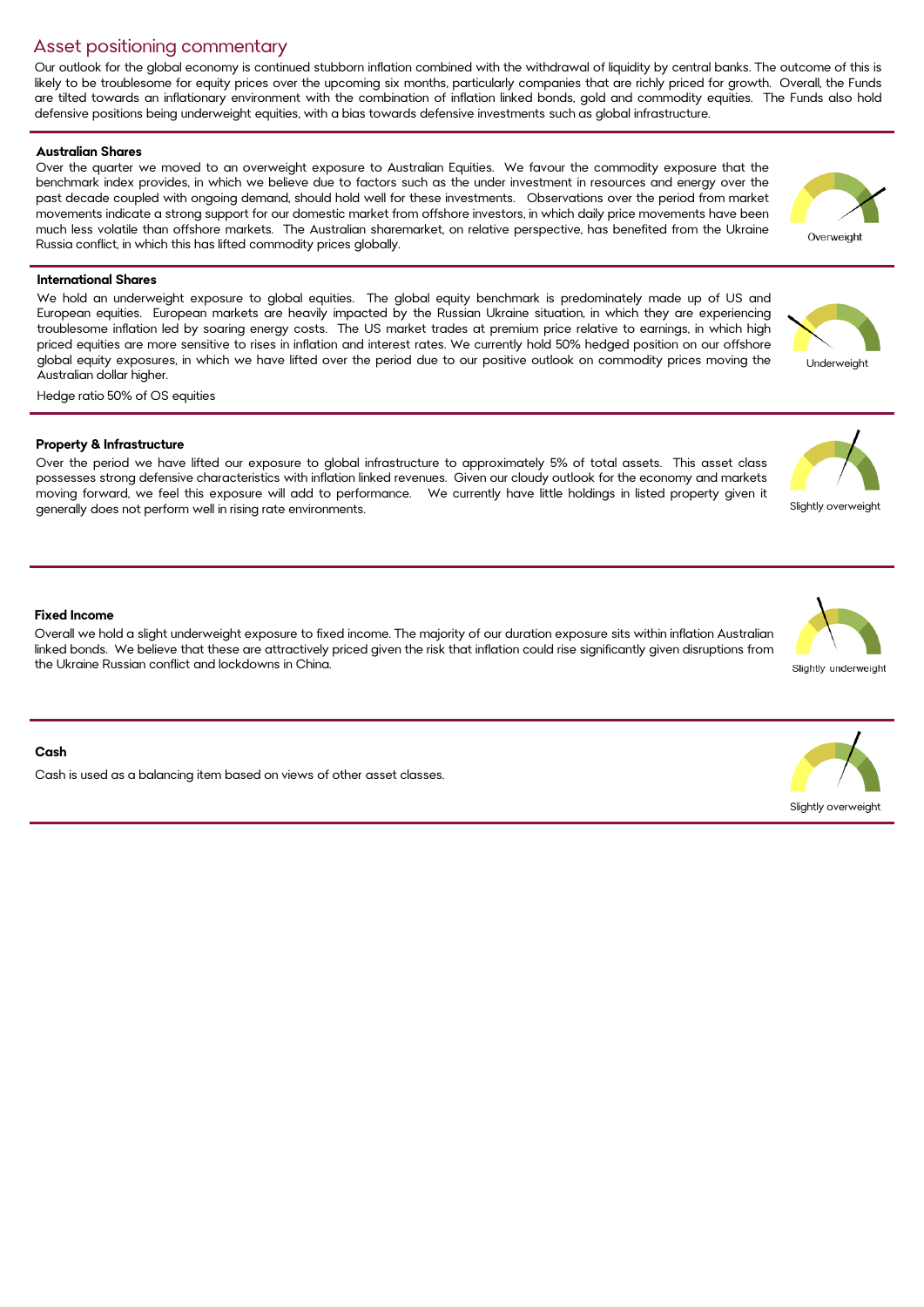# Asset positioning commentary

Our outlook for the global economy is continued stubborn inflation combined with the withdrawal of liquidity by central banks. The outcome of this is likely to be troublesome for equity prices over the upcoming six months, particularly companies that are richly priced for growth. Overall, the Funds are tilted towards an inflationary environment with the combination of inflation linked bonds, gold and commodity equities. The Funds also hold defensive positions being underweight equities, with a bias towards defensive investments such as global infrastructure.

### Australian Shares

Over the quarter we moved to an overweight exposure to Australian Equities. We favour the commodity exposure that the benchmark index provides, in which we believe due to factors such as the under investment in resources and energy over the past decade coupled with ongoing demand, should hold well for these investments. Observations over the period from market movements indicate a strong support for our domestic market from offshore investors, in which daily price movements have been much less volatile than offshore markets. The Australian sharemarket, on relative perspective, has benefited from the Ukraine Russia conflict, in which this has lifted commodity prices globally.

Overweight

### International Shares

We hold an underweight exposure to global equities. The global equity benchmark is predominately made up of US and European equities. European markets are heavily impacted by the Russian Ukraine situation, in which they are experiencing troublesome inflation led by soaring energy costs. The US market trades at premium price relative to earnings, in which high priced equities are more sensitive to rises in inflation and interest rates. We currently hold 50% hedged position on our offshore global equity exposures, in which we have lifted over the period due to our positive outlook on commodity prices moving the Australian dollar higher.

Hedge ratio 50% of OS equities

Underweight

### Property & Infrastructure

Over the period we have lifted our exposure to global infrastructure to approximately 5% of total assets. This asset class possesses strong defensive characteristics with inflation linked revenues. Given our cloudy outlook for the economy and markets moving forward, we feel this exposure will add to performance. We currently have little holdings in listed property given it generally does not perform well in rising rate environments.

Slightly overweight

### Fixed Income

Overall we hold a slight underweight exposure to fixed income. The majority of our duration exposure sits within inflation Australian linked bonds. We believe that these are attractively priced given the risk that inflation could rise significantly given disruptions from the Ukraine Russian conflict and lockdowns in China.

Slightly underweight

### Cash

Cash is used as a balancing item based on views of other asset classes.

Slightly overweight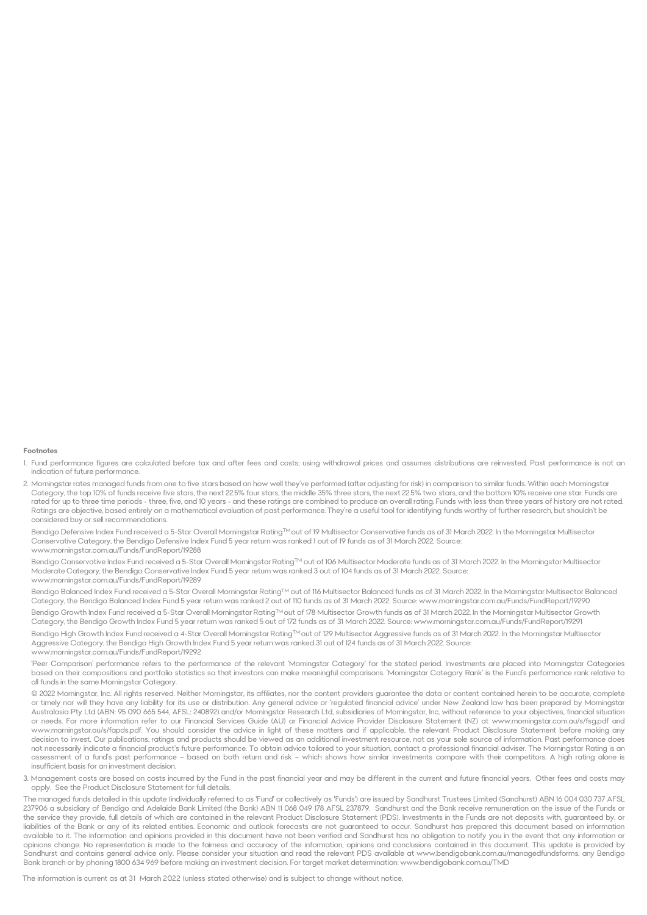**Footnotes**

1. Fund performance figures are calculated before tax and after fees and costs; using withdrawal prices and assumes distributions are reinvested. Past performance is not an indication of future performance.
2. Morningstar rates managed funds from one to five stars based on how well they've performed (after adjusting for risk) in comparison to similar funds. Within each Morningstar Category, the top 10% of funds receive five stars, the next 22.5% four stars, the middle 35% three stars, the next 22.5% two stars, and the bottom 10% receive one star. Funds are rated for up to three time periods - three, five, and 10 years - and these ratings are combined to produce an overall rating. Funds with less than three years of history are not rated. Ratings are objective, based entirely on a mathematical evaluation of past performance. They're a useful tool for identifying funds worthy of further research, but shouldn't be considered buy or sell recommendations.

   Bendigo Defensive Index Fund received a 5-Star Overall Morningstar Rating™ out of 19 Multisector Conservative funds as of 31 March 2022. In the Morningstar Multisector Conservative Category, the Bendigo Defensive Index Fund 5 year return was ranked 1 out of 19 funds as of 31 March 2022. Source: www.morningstar.com.au/Funds/FundReport/19288

   Bendigo Conservative Index Fund received a 5-Star Overall Morningstar Rating™ out of 106 Multisector Moderate funds as of 31 March 2022. In the Morningstar Multisector Moderate Category, the Bendigo Conservative Index Fund 5 year return was ranked 3 out of 104 funds as of 31 March 2022. Source: www.morningstar.com.au/Funds/FundReport/19289

   Bendigo Balanced Index Fund received a 5-Star Overall Morningstar Rating™ out of 116 Multisector Balanced funds as of 31 March 2022. In the Morningstar Multisector Balanced Category, the Bendigo Balanced Index Fund 5 year return was ranked 2 out of 110 funds as of 31 March 2022. Source: www.morningstar.com.au/Funds/FundReport/19290

   Bendigo Growth Index Fund received a 5-Star Overall Morningstar Rating™ out of 178 Multisector Growth funds as of 31 March 2022. In the Morningstar Multisector Growth Category, the Bendigo Growth Index Fund 5 year return was ranked 5 out of 172 funds as of 31 March 2022. Source: www.morningstar.com.au/Funds/FundReport/19291

   Bendigo High Growth Index Fund received a 4-Star Overall Morningstar Rating™ out of 129 Multisector Aggressive funds as of 31 March 2022. In the Morningstar Multisector Aggressive Category, the Bendigo High Growth Index Fund 5 year return was ranked 31 out of 124 funds as of 31 March 2022. Source: www.morningstar.com.au/Funds/FundReport/19292

   'Peer Comparison' performance refers to the performance of the relevant 'Morningstar Category' for the stated period. Investments are placed into Morningstar Categories based on their compositions and portfolio statistics so that investors can make meaningful comparisons. 'Morningstar Category Rank' is the Fund's performance rank relative to all funds in the same Morningstar Category.

   © 2022 Morningstar, Inc. All rights reserved. Neither Morningstar, its affiliates, nor the content providers guarantee the data or content contained herein to be accurate, complete or timely nor will they have any liability for its use or distribution. Any general advice or 'regulated financial advice' under New Zealand law has been prepared by Morningstar Australasia Pty Ltd (ABN: 95 090 665 544, AFSL: 240892) and/or Morningstar Research Ltd, subsidiaries of Morningstar, Inc, without reference to your objectives, financial situation or needs. For more information refer to our Financial Services Guide (AU) or Financial Advice Provider Disclosure Statement (NZ) at www.morningstar.com.au/s/fsg.pdf and www.morningstar.au/s/fapds.pdf. You should consider the advice in light of these matters and if applicable, the relevant Product Disclosure Statement before making any decision to invest. Our publications, ratings and products should be viewed as an additional investment resource, not as your sole source of information. Past performance does not necessarily indicate a financial product's future performance. To obtain advice tailored to your situation, contact a professional financial adviser. The Morningstar Rating is an assessment of a fund's past performance – based on both return and risk – which shows how similar investments compare with their competitors. A high rating alone is insufficient basis for an investment decision.

3. Management costs are based on costs incurred by the Fund in the past financial year and may be different in the current and future financial years. Other fees and costs may apply. See the Product Disclosure Statement for full details.

The managed funds detailed in this update (individually referred to as 'Fund' or collectively as 'Funds') are issued by Sandhurst Trustees Limited (Sandhurst) ABN 16 004 030 737 AFSL 237906 a subsidiary of Bendigo and Adelaide Bank Limited (the Bank) ABN 11 068 049 178 AFSL 237879. Sandhurst and the Bank receive remuneration on the issue of the Funds or the service they provide, full details of which are contained in the relevant Product Disclosure Statement (PDS). Investments in the Funds are not deposits with, guaranteed by, or liabilities of the Bank or any of its related entities. Economic and outlook forecasts are not guaranteed to occur. Sandhurst has prepared this document based on information available to it. The information and opinions provided in this document have not been verified and Sandhurst has no obligation to notify you in the event that any information or opinions change. No representation is made to the fairness and accuracy of the information, opinions and conclusions contained in this document. This update is provided by Sandhurst and contains general advice only. Please consider your situation and read the relevant PDS available at www.bendigobank.com.au/managedfundsforms, any Bendigo Bank branch or by phoning 1800 634 969 before making an investment decision. For target market determination: www.bendigobank.com.au/TMD

The information is current as at 31 March 2022 (unless stated otherwise) and is subject to change without notice.